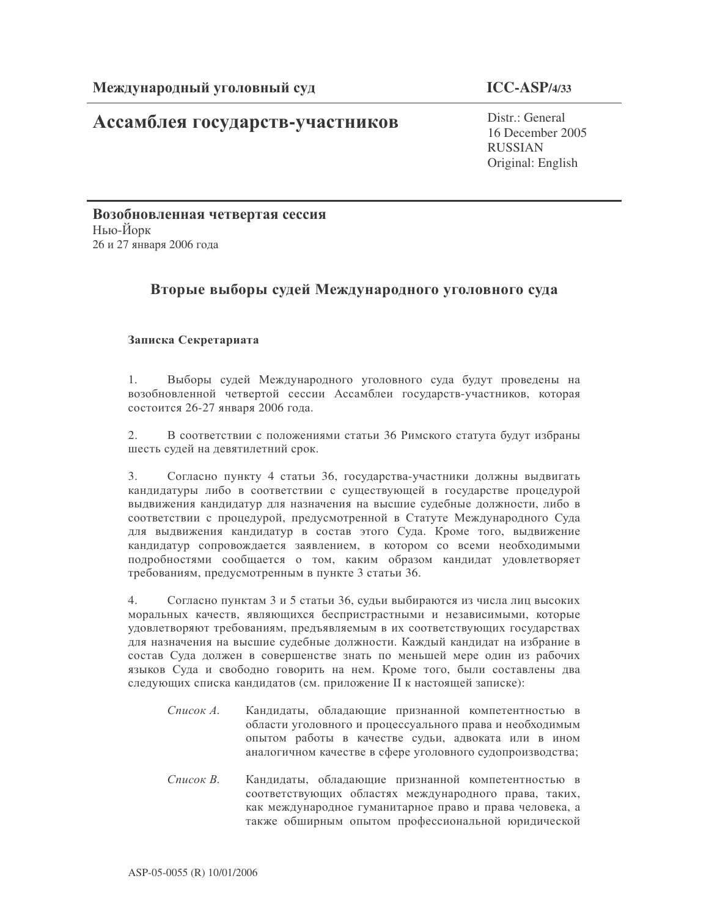**Международный уголовный суд** **ICC-ASP/4/33**

# Ассамблея государств-участников

Distr.: General
16 December 2005
RUSSIAN
Original: English

**Возобновленная четвертая сессия**
Нью-Йорк
26 и 27 января 2006 года

## Вторые выборы судей Международного уголовного суда

### Записка Секретариата

1. Выборы судей Международного уголовного суда будут проведены на возобновленной четвертой сессии Ассамблеи государств-участников, которая состоится 26-27 января 2006 года.

2. В соответствии с положениями статьи 36 Римского статута будут избраны шесть судей на девятилетний срок.

3. Согласно пункту 4 статьи 36, государства-участники должны выдвигать кандидатуры либо в соответствии с существующей в государстве процедурой выдвижения кандидатур для назначения на высшие судебные должности, либо в соответствии с процедурой, предусмотренной в Статуте Международного Суда для выдвижения кандидатур в состав этого Суда. Кроме того, выдвижение кандидатур сопровождается заявлением, в котором со всеми необходимыми подробностями сообщается о том, каким образом кандидат удовлетворяет требованиям, предусмотренным в пункте 3 статьи 36.

4. Согласно пунктам 3 и 5 статьи 36, судьи выбираются из числа лиц высоких моральных качеств, являющихся беспристрастными и независимыми, которые удовлетворяют требованиям, предъявляемым в их соответствующих государствах для назначения на высшие судебные должности. Каждый кандидат на избрание в состав Суда должен в совершенстве знать по меньшей мере один из рабочих языков Суда и свободно говорить на нем. Кроме того, были составлены два следующих списка кандидатов (см. приложение II к настоящей записке):

*Список A.* Кандидаты, обладающие признанной компетентностью в области уголовного и процессуального права и необходимым опытом работы в качестве судьи, адвоката или в ином аналогичном качестве в сфере уголовного судопроизводства;

*Список B.* Кандидаты, обладающие признанной компетентностью в соответствующих областях международного права, таких, как международное гуманитарное право и права человека, а также обширным опытом профессиональной юридической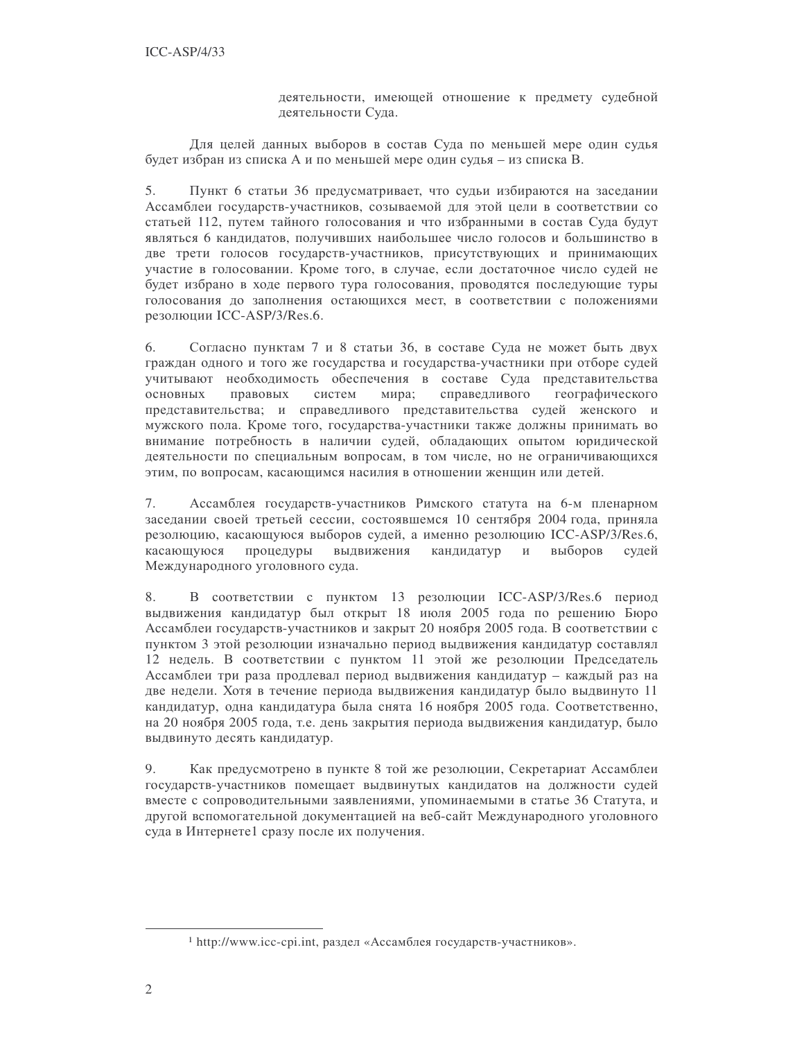деятельности, имеющей отношение к предмету судебной деятельности Суда.

Для целей данных выборов в состав Суда по меньшей мере один судья будет избран из списка А и по меньшей мере один судья – из списка В.

5. Пункт 6 статьи 36 предусматривает, что судьи избираются на заседании Ассамблеи государств-участников, созываемой для этой цели в соответствии со статьей 112, путем тайного голосования и что избранными в состав Суда будут являться 6 кандидатов, получивших наибольшее число голосов и большинство в две трети голосов государств-участников, присутствующих и принимающих участие в голосовании. Кроме того, в случае, если достаточное число судей не будет избрано в ходе первого тура голосования, проводятся последующие туры голосования до заполнения остающихся мест, в соответствии с положениями резолюции ICC-ASP/3/Res.6.

6. Согласно пунктам 7 и 8 статьи 36, в составе Суда не может быть двух граждан одного и того же государства и государства-участники при отборе судей учитывают необходимость обеспечения в составе Суда представительства основных правовых систем мира; справедливого географического представительства; и справедливого представительства судей женского и мужского пола. Кроме того, государства-участники также должны принимать во внимание потребность в наличии судей, обладающих опытом юридической деятельности по специальным вопросам, в том числе, но не ограничивающихся этим, по вопросам, касающимся насилия в отношении женщин или детей.

7. Ассамблея государств-участников Римского статута на 6-м пленарном заседании своей третьей сессии, состоявшемся 10 сентября 2004 года, приняла резолюцию, касающуюся выборов судей, а именно резолюцию ICC-ASP/3/Res.6, касающуюся процедуры выдвижения кандидатур и выборов судей Международного уголовного суда.

8. В соответствии с пунктом 13 резолюции ICC-ASP/3/Res.6 период выдвижения кандидатур был открыт 18 июля 2005 года по решению Бюро Ассамблеи государств-участников и закрыт 20 ноября 2005 года. В соответствии с пунктом 3 этой резолюции изначально период выдвижения кандидатур составлял 12 недель. В соответствии с пунктом 11 этой же резолюции Председатель Ассамблеи три раза продлевал период выдвижения кандидатур – каждый раз на две недели. Хотя в течение периода выдвижения кандидатур было выдвинуто 11 кандидатур, одна кандидатура была снята 16 ноября 2005 года. Соответственно, на 20 ноября 2005 года, т.е. день закрытия периода выдвижения кандидатур, было выдвинуто десять кандидатур.

9. Как предусмотрено в пункте 8 той же резолюции, Секретариат Ассамблеи государств-участников помещает выдвинутых кандидатов на должности судей вместе с сопроводительными заявлениями, упоминаемыми в статье 36 Статута, и другой вспомогательной документацией на веб-сайт Международного уголовного суда в Интернете[1] сразу после их получения.

[1] http://www.icc-cpi.int, раздел «Ассамблея государств-участников».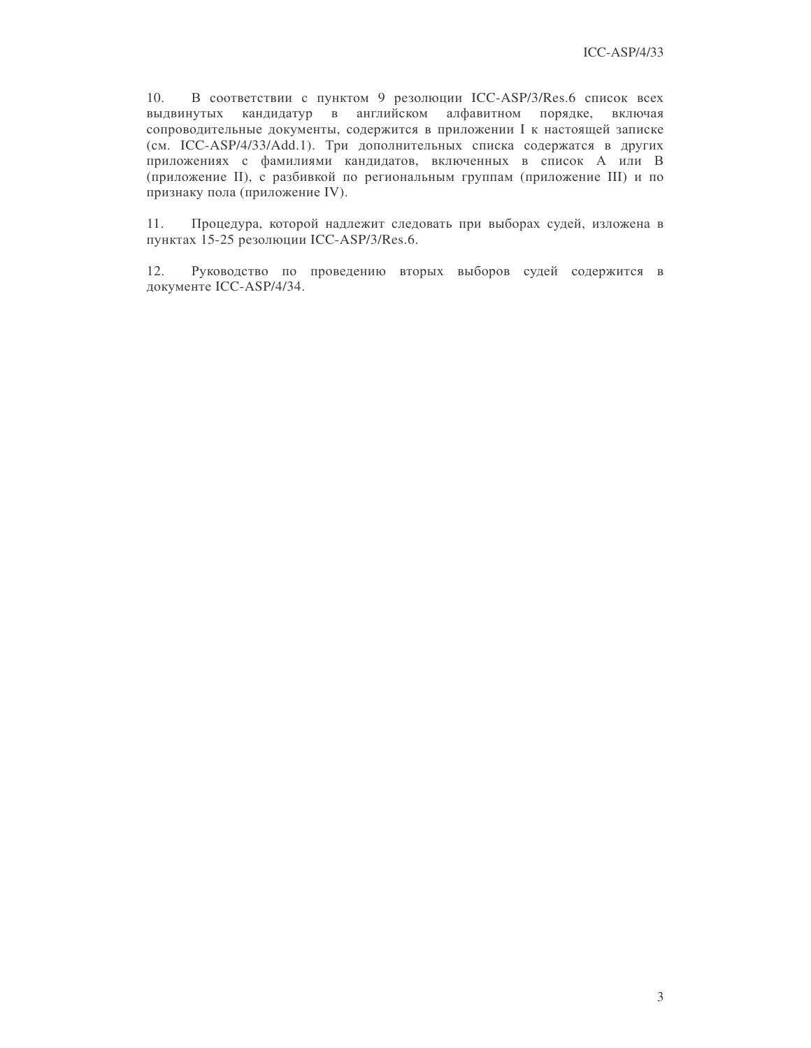10. В соответствии с пунктом 9 резолюции ICC-ASP/3/Res.6 список всех выдвинутых кандидатур в английском алфавитном порядке, включая сопроводительные документы, содержится в приложении I к настоящей записке (см. ICC-ASP/4/33/Add.1). Три дополнительных списка содержатся в других приложениях с фамилиями кандидатов, включенных в список A или B (приложение II), с разбивкой по региональным группам (приложение III) и по признаку пола (приложение IV).

11. Процедура, которой надлежит следовать при выборах судей, изложена в пунктах 15-25 резолюции ICC-ASP/3/Res.6.

12. Руководство по проведению вторых выборов судей содержится в документе ICC-ASP/4/34.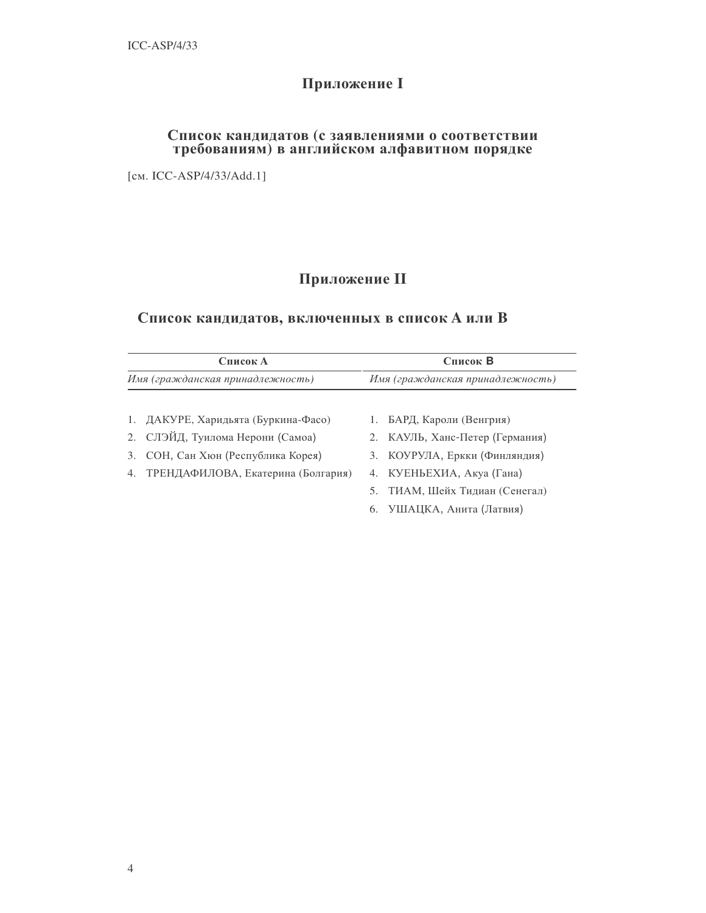## Приложение I

### Список кандидатов (с заявлениями о соответствии требованиям) в английском алфавитном порядке

[см. ICC-ASP/4/33/Add.1]

## Приложение II

### Список кандидатов, включенных в список А или В

| Список А | Список B |
|---|---|
| *Имя (гражданская принадлежность)* | *Имя (гражданская принадлежность)* |
| 1. ДАКУРЕ, Харидьята (Буркина-Фасо) | 1. БАРД, Кароли (Венгрия) |
| 2. СЛЭЙД, Туилома Нерони (Самоа) | 2. КАУЛЬ, Ханс-Петер (Германия) |
| 3. СОН, Сан Хюн (Республика Корея) | 3. КОУРУЛА, Еркки (Финляндия) |
| 4. ТРЕНДАФИЛОВА, Екатерина (Болгария) | 4. КУЕНЬЕХИА, Акуа (Гана) |
| | 5. ТИАМ, Шейх Тидиан (Сенегал) |
| | 6. УШАЦКА, Анита (Латвия) |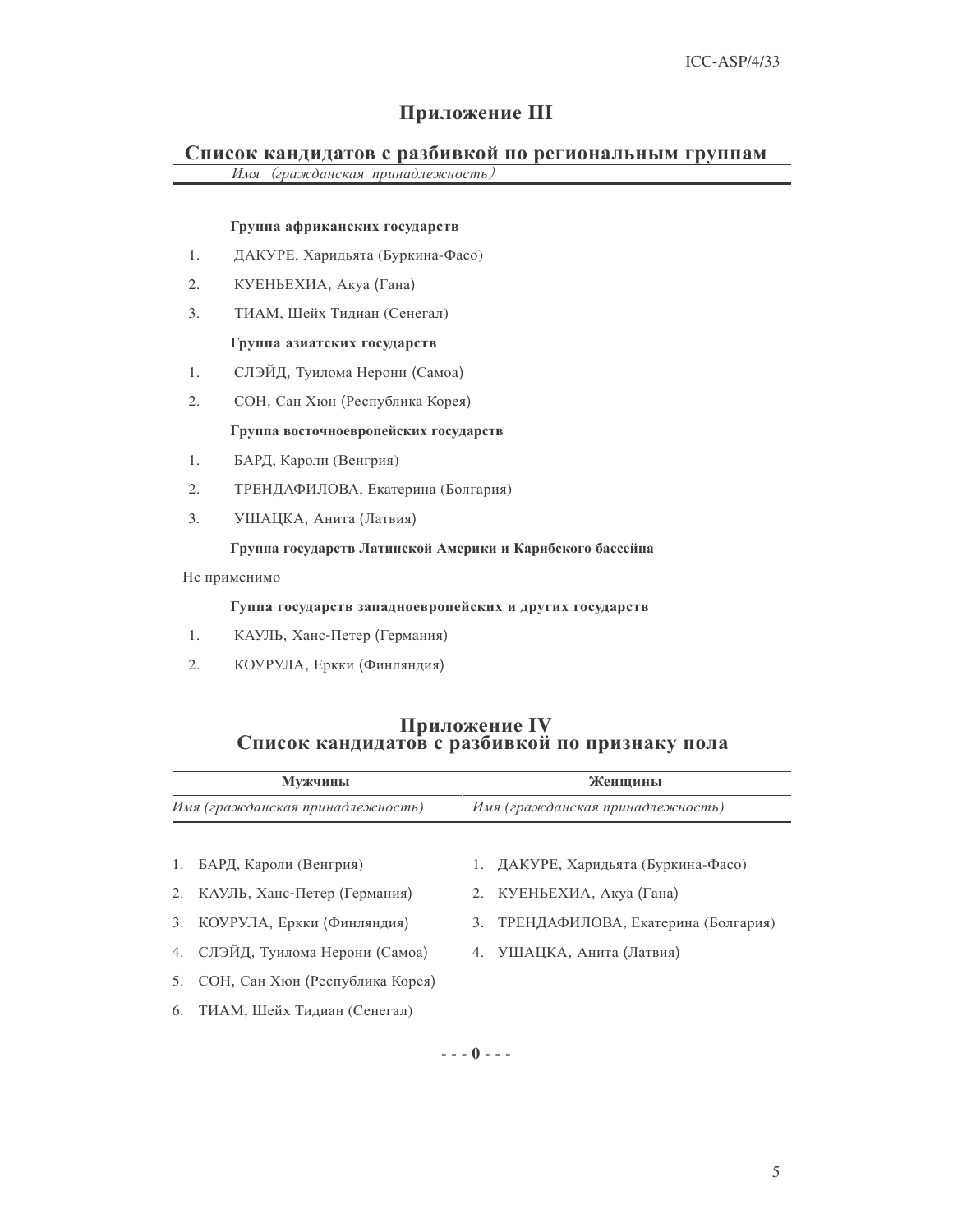## Приложение III

### Список кандидатов с разбивкой по региональным группам

*Имя (гражданская принадлежность)*

**Группа африканских государств**

1. ДАКУРЕ, Харидьята (Буркина-Фасо)
2. КУЕНЬЕХИА, Акуа (Гана)
3. ТИАМ, Шейх Тидиан (Сенегал)

**Группа азиатских государств**

1. СЛЭЙД, Туилома Нерони (Самоа)
2. СОН, Сан Хюн (Республика Корея)

**Группа восточноевропейских государств**

1. БАРД, Кароли (Венгрия)
2. ТРЕНДАФИЛОВА, Екатерина (Болгария)
3. УШАЦКА, Анита (Латвия)

**Группа государств Латинской Америки и Карибского бассейна**

Не применимо

**Гуппа государств западноевропейских и других государств**

1. КАУЛЬ, Ханс-Петер (Германия)
2. КОУРУЛА, Еркки (Финляндия)

## Приложение IV
### Список кандидатов с разбивкой по признаку пола

| Мужчины | Женщины |
|---|---|
| *Имя (гражданская принадлежность)* | *Имя (гражданская принадлежность)* |
| 1. БАРД, Кароли (Венгрия) | 1. ДАКУРЕ, Харидьята (Буркина-Фасо) |
| 2. КАУЛЬ, Ханс-Петер (Германия) | 2. КУЕНЬЕХИА, Акуа (Гана) |
| 3. КОУРУЛА, Еркки (Финляндия) | 3. ТРЕНДАФИЛОВА, Екатерина (Болгария) |
| 4. СЛЭЙД, Туилома Нерони (Самоа) | 4. УШАЦКА, Анита (Латвия) |
| 5. СОН, Сан Хюн (Республика Корея) | |
| 6. ТИАМ, Шейх Тидиан (Сенегал) | |

- - - 0 - - -